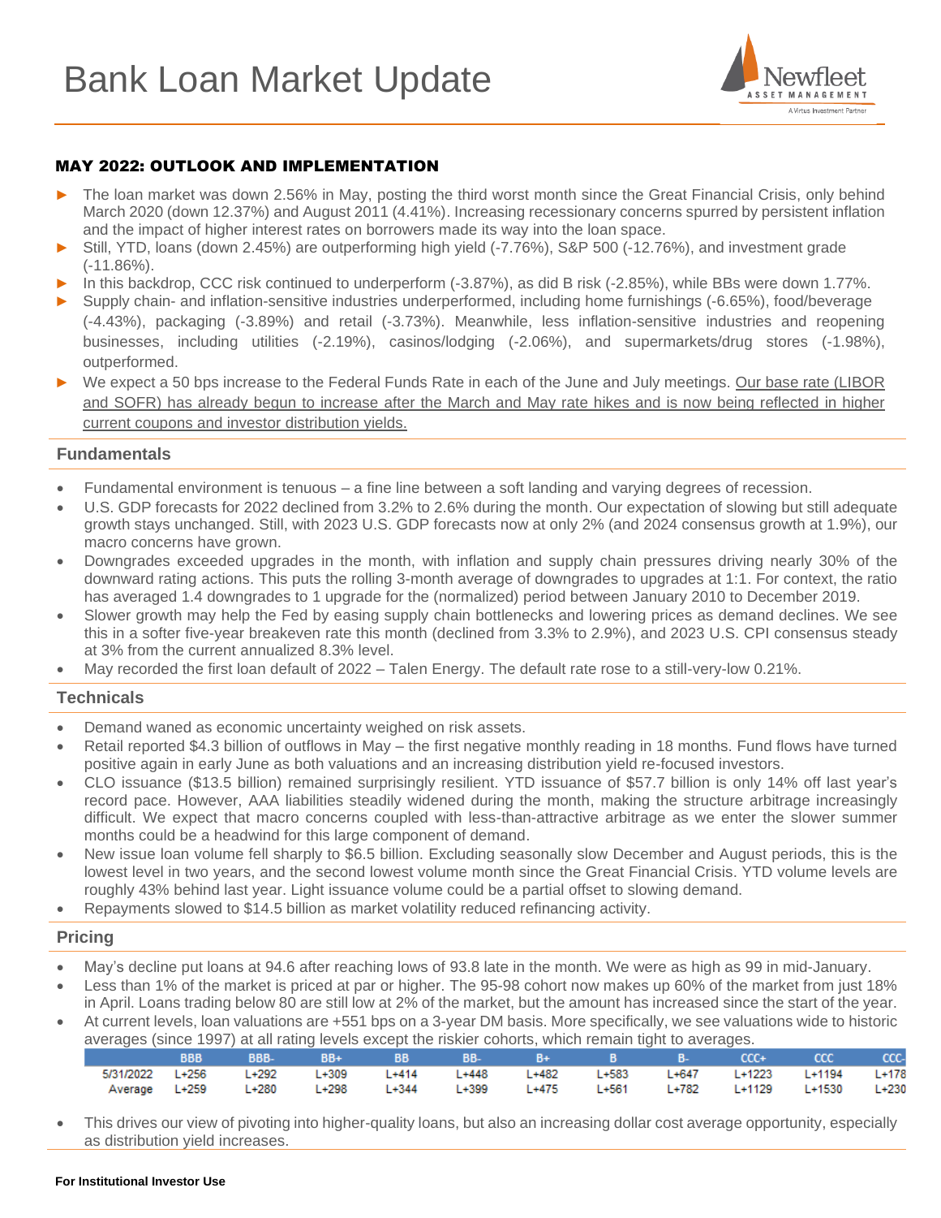# Bank Loan Market Update

## MAY 2022: OUTLOOK AND IMPLEMENTATION

- The loan market was down 2.56% in May, posting the third worst month since the Great Financial Crisis, only behind March 2020 (down 12.37%) and August 2011 (4.41%). Increasing recessionary concerns spurred by persistent inflation and the impact of higher interest rates on borrowers made its way into the loan space.
- Still, YTD, loans (down 2.45%) are outperforming high yield (-7.76%), S&P 500 (-12.76%), and investment grade (-11.86%).
- In this backdrop, CCC risk continued to underperform (-3.87%), as did B risk (-2.85%), while BBs were down 1.77%.
- Supply chain- and inflation-sensitive industries underperformed, including home furnishings (-6.65%), food/beverage (-4.43%), packaging (-3.89%) and retail (-3.73%). Meanwhile, less inflation-sensitive industries and reopening businesses, including utilities (-2.19%), casinos/lodging (-2.06%), and supermarkets/drug stores (-1.98%), outperformed.
- We expect a 50 bps increase to the Federal Funds Rate in each of the June and July meetings. Our base rate (LIBOR and SOFR) has already begun to increase after the March and May rate hikes and is now being reflected in higher current coupons and investor distribution yields.

### Fundamentals

- Fundamental environment is tenuous – a fine line between a soft landing and varying degrees of recession.
- U.S. GDP forecasts for 2022 declined from 3.2% to 2.6% during the month. Our expectation of slowing but still adequate growth stays unchanged. Still, with 2023 U.S. GDP forecasts now at only 2% (and 2024 consensus growth at 1.9%), our macro concerns have grown.
- Downgrades exceeded upgrades in the month, with inflation and supply chain pressures driving nearly 30% of the downward rating actions. This puts the rolling 3-month average of downgrades to upgrades at 1:1. For context, the ratio has averaged 1.4 downgrades to 1 upgrade for the (normalized) period between January 2010 to December 2019.
- Slower growth may help the Fed by easing supply chain bottlenecks and lowering prices as demand declines. We see this in a softer five-year breakeven rate this month (declined from 3.3% to 2.9%), and 2023 U.S. CPI consensus steady at 3% from the current annualized 8.3% level.
- May recorded the first loan default of 2022 – Talen Energy. The default rate rose to a still-very-low 0.21%.

### Technicals

- Demand waned as economic uncertainty weighed on risk assets.
- Retail reported $4.3 billion of outflows in May – the first negative monthly reading in 18 months. Fund flows have turned positive again in early June as both valuations and an increasing distribution yield re-focused investors.
- CLO issuance ($13.5 billion) remained surprisingly resilient. YTD issuance of $57.7 billion is only 14% off last year's record pace. However, AAA liabilities steadily widened during the month, making the structure arbitrage increasingly difficult. We expect that macro concerns coupled with less-than-attractive arbitrage as we enter the slower summer months could be a headwind for this large component of demand.
- New issue loan volume fell sharply to $6.5 billion. Excluding seasonally slow December and August periods, this is the lowest level in two years, and the second lowest volume month since the Great Financial Crisis. YTD volume levels are roughly 43% behind last year. Light issuance volume could be a partial offset to slowing demand.
- Repayments slowed to $14.5 billion as market volatility reduced refinancing activity.

### Pricing

- May's decline put loans at 94.6 after reaching lows of 93.8 late in the month. We were as high as 99 in mid-January.
- Less than 1% of the market is priced at par or higher. The 95-98 cohort now makes up 60% of the market from just 18% in April. Loans trading below 80 are still low at 2% of the market, but the amount has increased since the start of the year.
- At current levels, loan valuations are +551 bps on a 3-year DM basis. More specifically, we see valuations wide to historic averages (since 1997) at all rating levels except the riskier cohorts, which remain tight to averages.

| | BBB | BBB- | BB+ | BB | BB- | B+ | B | B- | CCC+ | CCC | CCC- |
|---|---|---|---|---|---|---|---|---|---|---|---|
| 5/31/2022 | L+256 | L+292 | L+309 | L+414 | L+448 | L+482 | L+583 | L+647 | L+1223 | L+1194 | L+178 |
| Average | L+259 | L+280 | L+298 | L+344 | L+399 | L+475 | L+561 | L+782 | L+1129 | L+1530 | L+230 |

- This drives our view of pivoting into higher-quality loans, but also an increasing dollar cost average opportunity, especially as distribution yield increases.

**For Institutional Investor Use**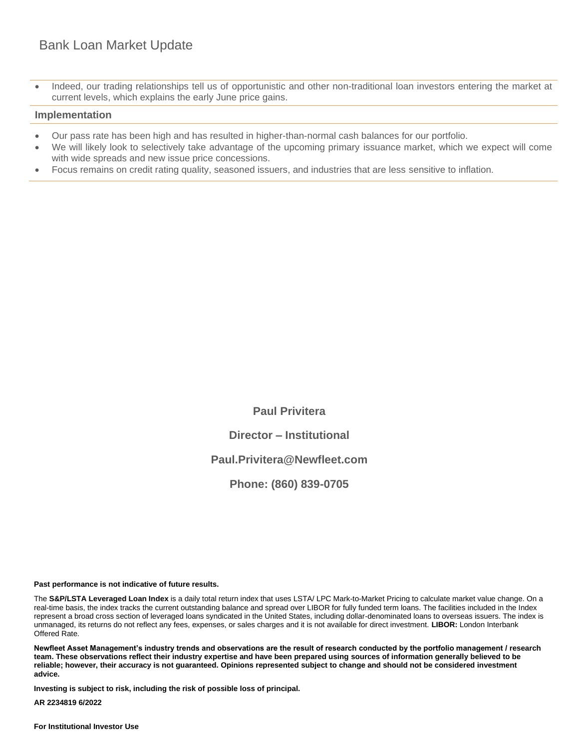- Indeed, our trading relationships tell us of opportunistic and other non-traditional loan investors entering the market at current levels, which explains the early June price gains.

## Implementation

- Our pass rate has been high and has resulted in higher-than-normal cash balances for our portfolio.
- We will likely look to selectively take advantage of the upcoming primary issuance market, which we expect will come with wide spreads and new issue price concessions.
- Focus remains on credit rating quality, seasoned issuers, and industries that are less sensitive to inflation.

**Paul Privitera**

**Director – Institutional**

**Paul.Privitera@Newfleet.com**

**Phone: (860) 839-0705**

**Past performance is not indicative of future results.**

The **S&P/LSTA Leveraged Loan Index** is a daily total return index that uses LSTA/ LPC Mark-to-Market Pricing to calculate market value change. On a real-time basis, the index tracks the current outstanding balance and spread over LIBOR for fully funded term loans. The facilities included in the Index represent a broad cross section of leveraged loans syndicated in the United States, including dollar-denominated loans to overseas issuers. The index is unmanaged, its returns do not reflect any fees, expenses, or sales charges and it is not available for direct investment. **LIBOR:** London Interbank Offered Rate.

**Newfleet Asset Management's industry trends and observations are the result of research conducted by the portfolio management / research team. These observations reflect their industry expertise and have been prepared using sources of information generally believed to be reliable; however, their accuracy is not guaranteed. Opinions represented subject to change and should not be considered investment advice.**

**Investing is subject to risk, including the risk of possible loss of principal.**

**AR 2234819 6/2022**

**For Institutional Investor Use**